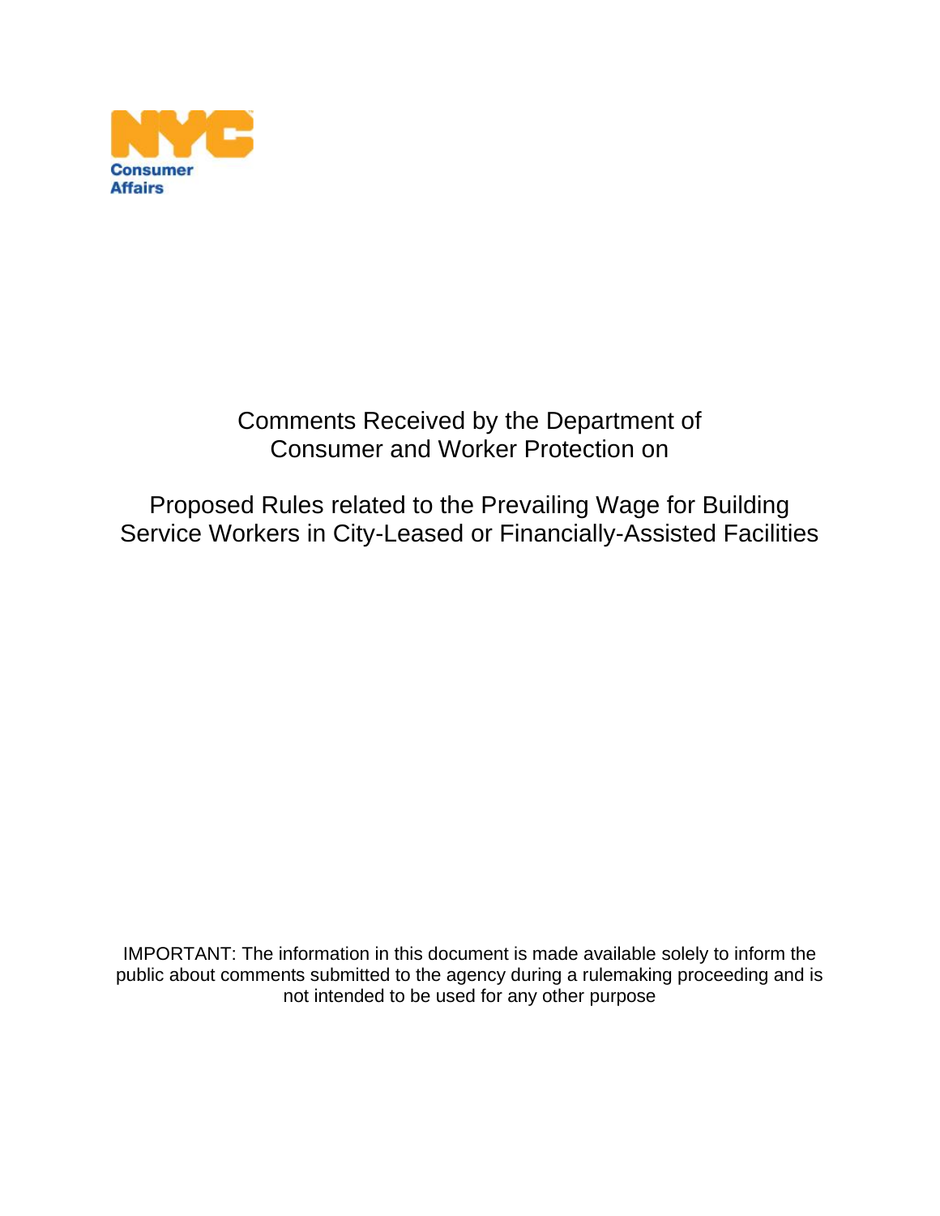NYC Consumer Affairs

# Comments Received by the Department of Consumer and Worker Protection on

# Proposed Rules related to the Prevailing Wage for Building Service Workers in City-Leased or Financially-Assisted Facilities

IMPORTANT: The information in this document is made available solely to inform the public about comments submitted to the agency during a rulemaking proceeding and is not intended to be used for any other purpose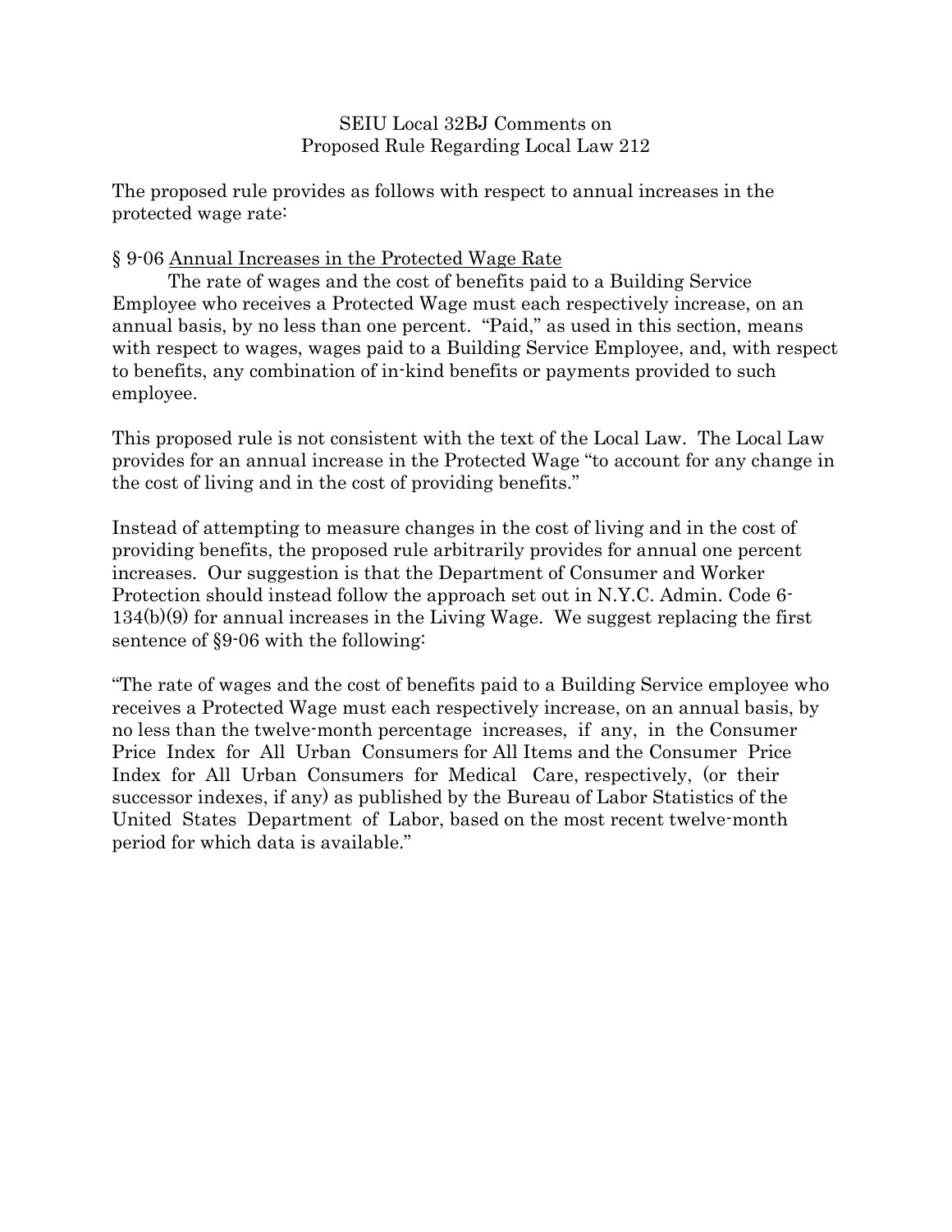SEIU Local 32BJ Comments on
Proposed Rule Regarding Local Law 212

The proposed rule provides as follows with respect to annual increases in the protected wage rate:

§ 9-06 Annual Increases in the Protected Wage Rate

The rate of wages and the cost of benefits paid to a Building Service Employee who receives a Protected Wage must each respectively increase, on an annual basis, by no less than one percent. "Paid," as used in this section, means with respect to wages, wages paid to a Building Service Employee, and, with respect to benefits, any combination of in-kind benefits or payments provided to such employee.

This proposed rule is not consistent with the text of the Local Law. The Local Law provides for an annual increase in the Protected Wage "to account for any change in the cost of living and in the cost of providing benefits."

Instead of attempting to measure changes in the cost of living and in the cost of providing benefits, the proposed rule arbitrarily provides for annual one percent increases. Our suggestion is that the Department of Consumer and Worker Protection should instead follow the approach set out in N.Y.C. Admin. Code 6-134(b)(9) for annual increases in the Living Wage. We suggest replacing the first sentence of §9-06 with the following:

"The rate of wages and the cost of benefits paid to a Building Service employee who receives a Protected Wage must each respectively increase, on an annual basis, by no less than the twelve-month percentage increases, if any, in the Consumer Price Index for All Urban Consumers for All Items and the Consumer Price Index for All Urban Consumers for Medical Care, respectively, (or their successor indexes, if any) as published by the Bureau of Labor Statistics of the United States Department of Labor, based on the most recent twelve-month period for which data is available."